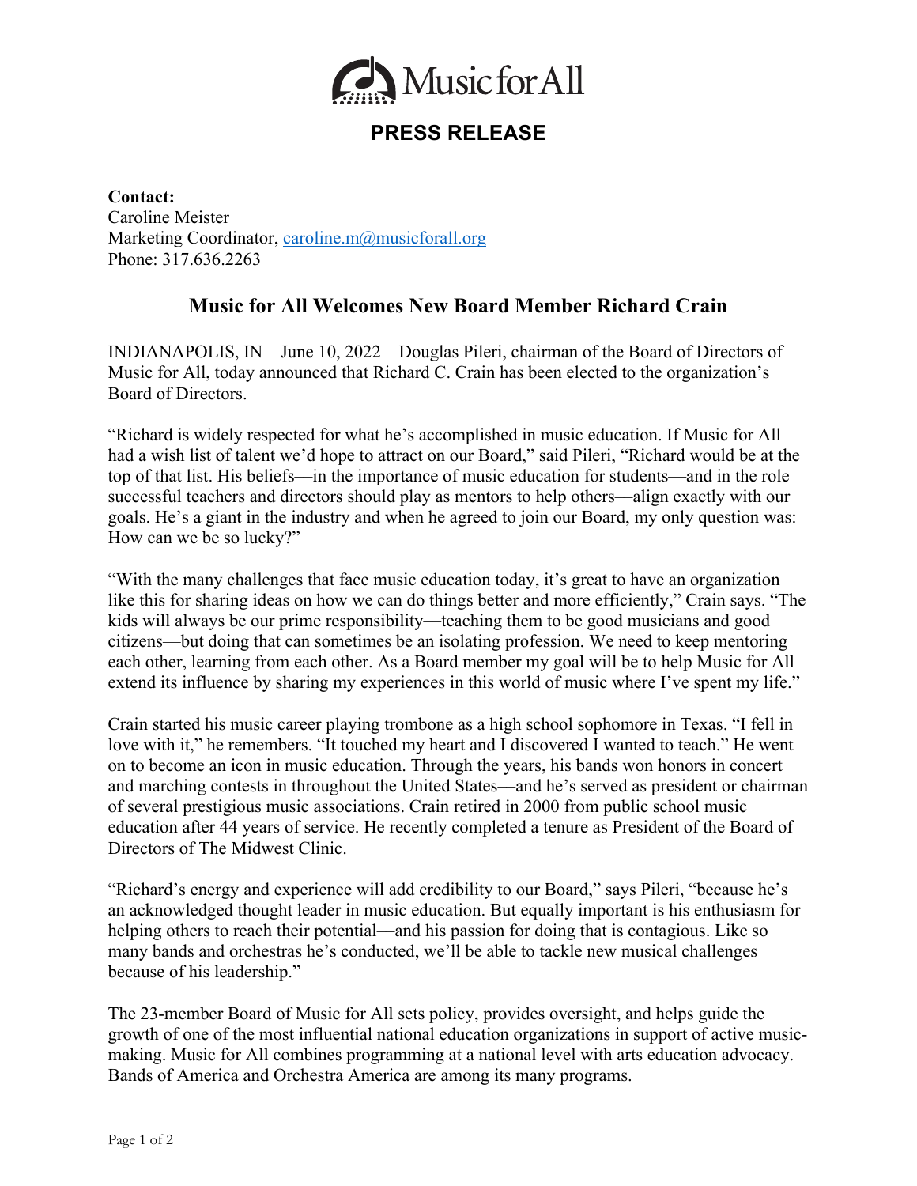Music for All

# PRESS RELEASE

**Contact:**
Caroline Meister
Marketing Coordinator, caroline.m@musicforall.org
Phone: 317.636.2263

## Music for All Welcomes New Board Member Richard Crain

INDIANAPOLIS, IN – June 10, 2022 – Douglas Pileri, chairman of the Board of Directors of Music for All, today announced that Richard C. Crain has been elected to the organization's Board of Directors.

"Richard is widely respected for what he's accomplished in music education. If Music for All had a wish list of talent we'd hope to attract on our Board," said Pileri, "Richard would be at the top of that list. His beliefs—in the importance of music education for students—and in the role successful teachers and directors should play as mentors to help others—align exactly with our goals. He's a giant in the industry and when he agreed to join our Board, my only question was: How can we be so lucky?"

"With the many challenges that face music education today, it's great to have an organization like this for sharing ideas on how we can do things better and more efficiently," Crain says. "The kids will always be our prime responsibility—teaching them to be good musicians and good citizens—but doing that can sometimes be an isolating profession. We need to keep mentoring each other, learning from each other. As a Board member my goal will be to help Music for All extend its influence by sharing my experiences in this world of music where I've spent my life."

Crain started his music career playing trombone as a high school sophomore in Texas. "I fell in love with it," he remembers. "It touched my heart and I discovered I wanted to teach." He went on to become an icon in music education. Through the years, his bands won honors in concert and marching contests in throughout the United States—and he's served as president or chairman of several prestigious music associations. Crain retired in 2000 from public school music education after 44 years of service. He recently completed a tenure as President of the Board of Directors of The Midwest Clinic.

"Richard's energy and experience will add credibility to our Board," says Pileri, "because he's an acknowledged thought leader in music education. But equally important is his enthusiasm for helping others to reach their potential—and his passion for doing that is contagious. Like so many bands and orchestras he's conducted, we'll be able to tackle new musical challenges because of his leadership."

The 23-member Board of Music for All sets policy, provides oversight, and helps guide the growth of one of the most influential national education organizations in support of active music-making. Music for All combines programming at a national level with arts education advocacy. Bands of America and Orchestra America are among its many programs.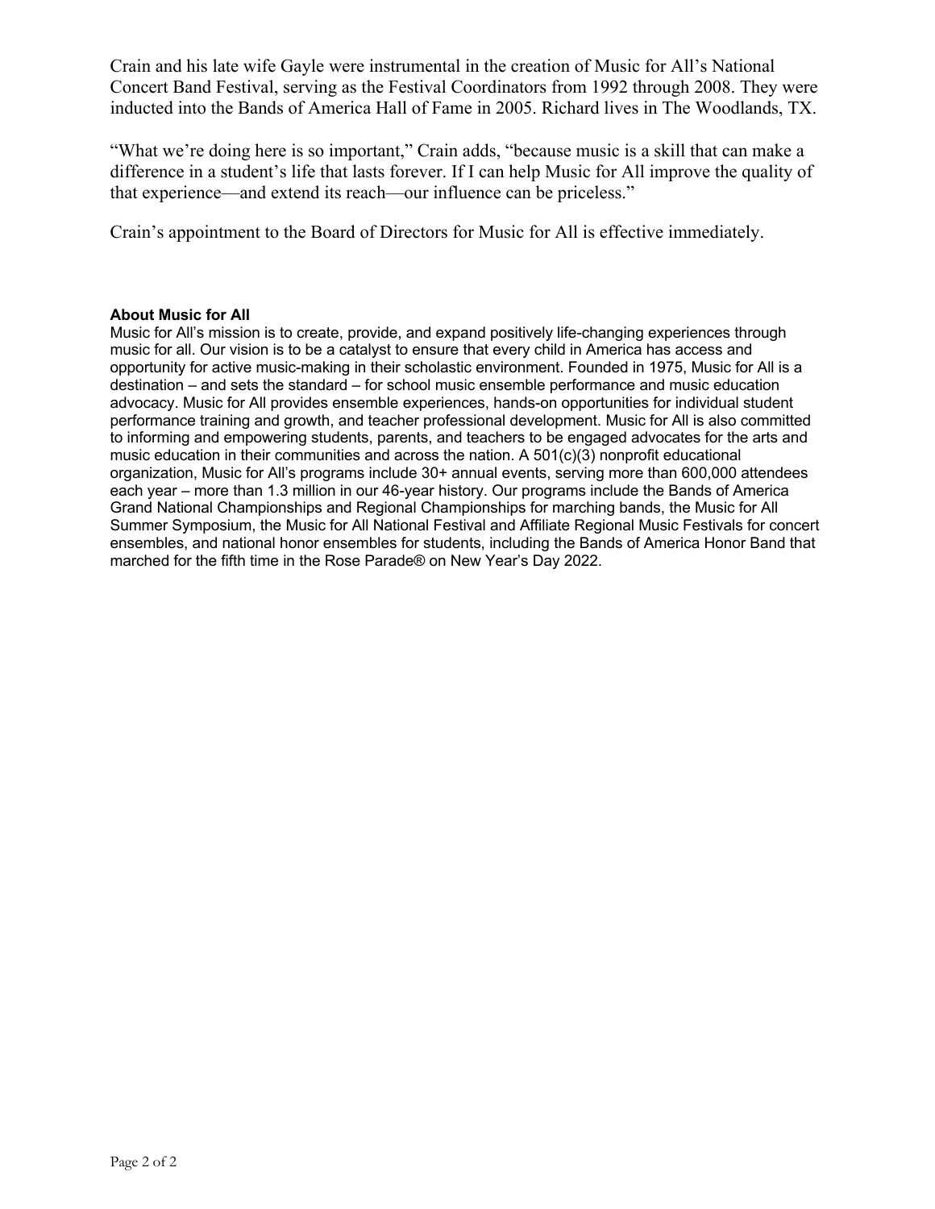Crain and his late wife Gayle were instrumental in the creation of Music for All's National Concert Band Festival, serving as the Festival Coordinators from 1992 through 2008. They were inducted into the Bands of America Hall of Fame in 2005. Richard lives in The Woodlands, TX.

"What we're doing here is so important," Crain adds, "because music is a skill that can make a difference in a student's life that lasts forever. If I can help Music for All improve the quality of that experience—and extend its reach—our influence can be priceless."

Crain's appointment to the Board of Directors for Music for All is effective immediately.

**About Music for All**

Music for All's mission is to create, provide, and expand positively life-changing experiences through music for all. Our vision is to be a catalyst to ensure that every child in America has access and opportunity for active music-making in their scholastic environment. Founded in 1975, Music for All is a destination – and sets the standard – for school music ensemble performance and music education advocacy. Music for All provides ensemble experiences, hands-on opportunities for individual student performance training and growth, and teacher professional development. Music for All is also committed to informing and empowering students, parents, and teachers to be engaged advocates for the arts and music education in their communities and across the nation. A 501(c)(3) nonprofit educational organization, Music for All's programs include 30+ annual events, serving more than 600,000 attendees each year – more than 1.3 million in our 46-year history. Our programs include the Bands of America Grand National Championships and Regional Championships for marching bands, the Music for All Summer Symposium, the Music for All National Festival and Affiliate Regional Music Festivals for concert ensembles, and national honor ensembles for students, including the Bands of America Honor Band that marched for the fifth time in the Rose Parade® on New Year's Day 2022.